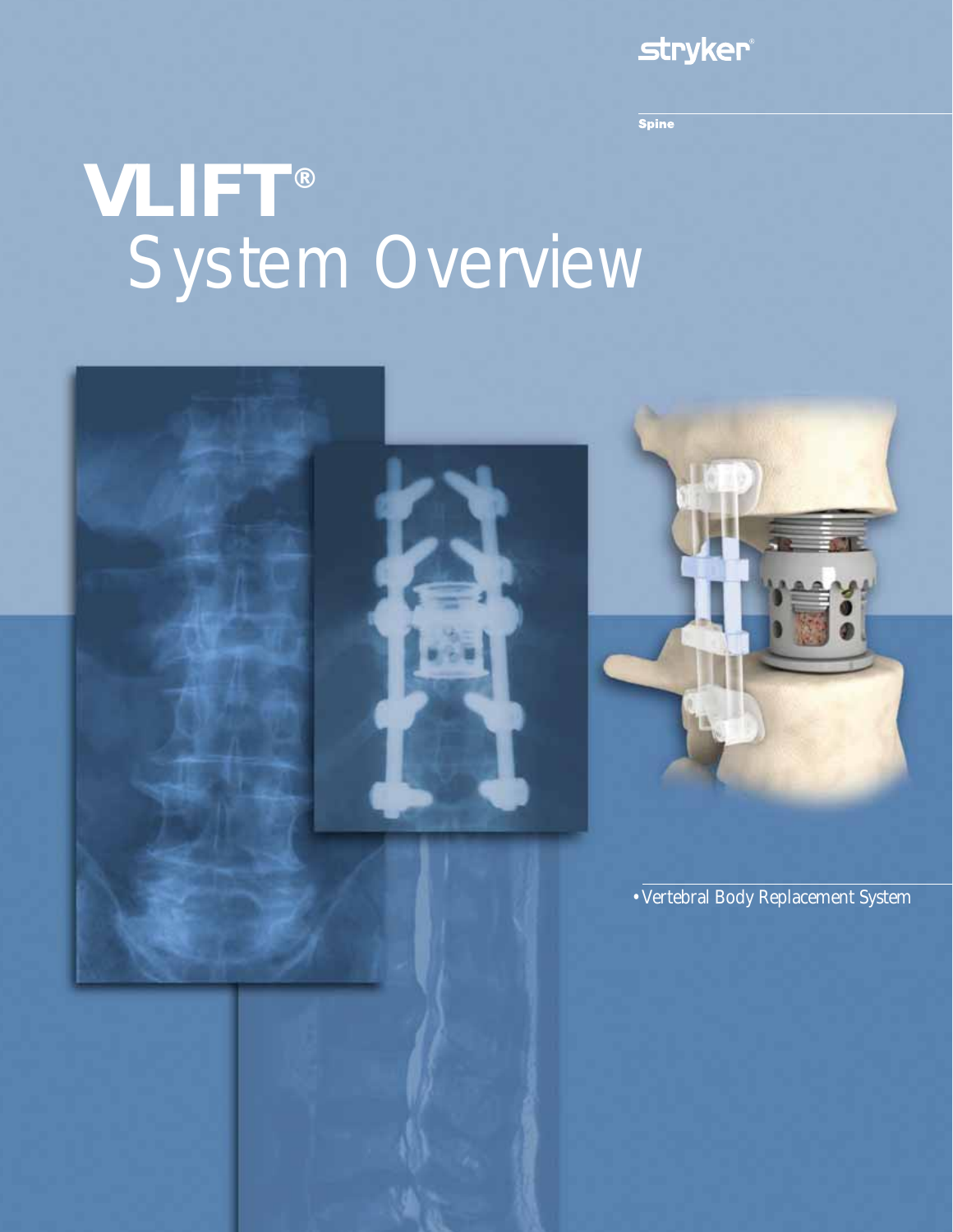stryker

Spine

# VLIFT®
# System Overview

- Vertebral Body Replacement System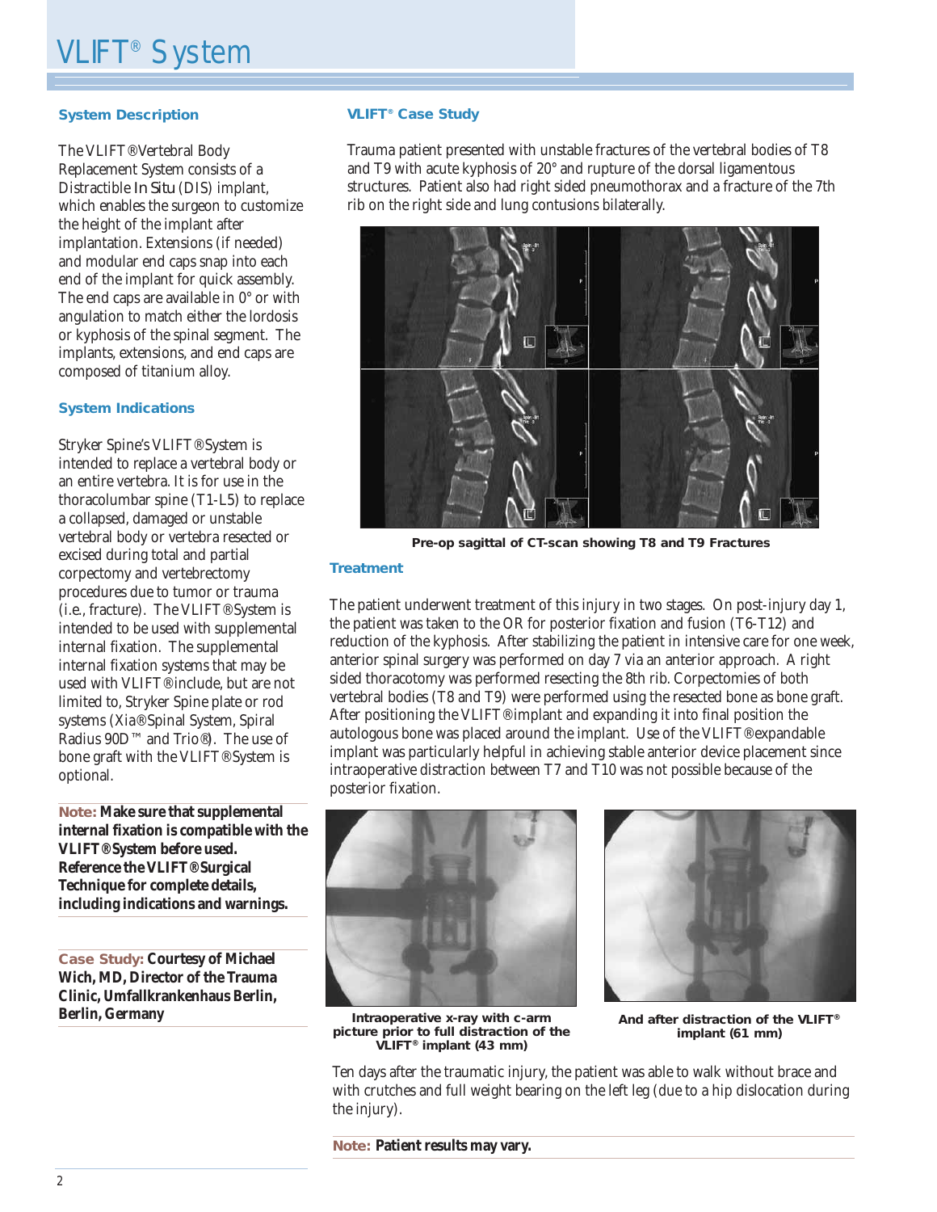# VLIFT® System

## System Description

The VLIFT® Vertebral Body Replacement System consists of a Distractible In Situ (DIS) implant, which enables the surgeon to customize the height of the implant after implantation. Extensions (if needed) and modular end caps snap into each end of the implant for quick assembly. The end caps are available in 0° or with angulation to match either the lordosis or kyphosis of the spinal segment. The implants, extensions, and end caps are composed of titanium alloy.

## System Indications

Stryker Spine's VLIFT® System is intended to replace a vertebral body or an entire vertebra. It is for use in the thoracolumbar spine (T1-L5) to replace a collapsed, damaged or unstable vertebral body or vertebra resected or excised during total and partial corpectomy and vertebrectomy procedures due to tumor or trauma (i.e., fracture). The VLIFT® System is intended to be used with supplemental internal fixation. The supplemental internal fixation systems that may be used with VLIFT® include, but are not limited to, Stryker Spine plate or rod systems (Xia® Spinal System, Spiral Radius 90D™ and Trio®). The use of bone graft with the VLIFT® System is optional.

**Note: Make sure that supplemental internal fixation is compatible with the VLIFT® System before used. Reference the VLIFT® Surgical Technique for complete details, including indications and warnings.**

**Case Study: Courtesy of Michael Wich, MD, Director of the Trauma Clinic, Umfallkrankenhaus Berlin, Berlin, Germany**

## VLIFT® Case Study

Trauma patient presented with unstable fractures of the vertebral bodies of T8 and T9 with acute kyphosis of 20° and rupture of the dorsal ligamentous structures. Patient also had right sided pneumothorax and a fracture of the 7th rib on the right side and lung contusions bilaterally.

**Pre-op sagittal of CT-scan showing T8 and T9 Fractures**

## Treatment

The patient underwent treatment of this injury in two stages. On post-injury day 1, the patient was taken to the OR for posterior fixation and fusion (T6-T12) and reduction of the kyphosis. After stabilizing the patient in intensive care for one week, anterior spinal surgery was performed on day 7 via an anterior approach. A right sided thoracotomy was performed resecting the 8th rib. Corpectomies of both vertebral bodies (T8 and T9) were performed using the resected bone as bone graft. After positioning the VLIFT® implant and expanding it into final position the autologous bone was placed around the implant. Use of the VLIFT® expandable implant was particularly helpful in achieving stable anterior device placement since intraoperative distraction between T7 and T10 was not possible because of the posterior fixation.

**Intraoperative x-ray with c-arm picture prior to full distraction of the VLIFT® implant (43 mm)**

**And after distraction of the VLIFT® implant (61 mm)**

Ten days after the traumatic injury, the patient was able to walk without brace and with crutches and full weight bearing on the left leg (due to a hip dislocation during the injury).

**Note: Patient results may vary.**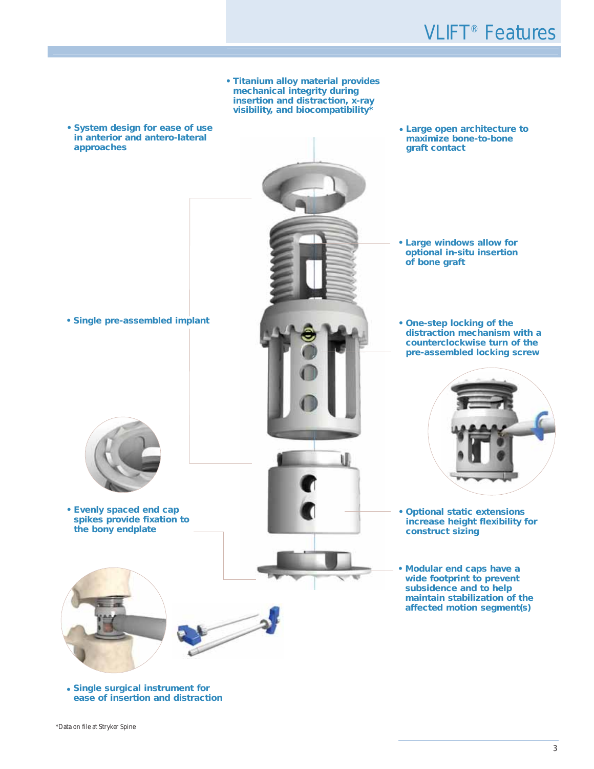# VLIFT® Features

- **Titanium alloy material provides mechanical integrity during insertion and distraction, x-ray visibility, and biocompatibility***
- **System design for ease of use in anterior and antero-lateral approaches**
- **Large open architecture to maximize bone-to-bone graft contact**
- **Large windows allow for optional in-situ insertion of bone graft**
- **Single pre-assembled implant**
- **One-step locking of the distraction mechanism with a counterclockwise turn of the pre-assembled locking screw**
- **Evenly spaced end cap spikes provide fixation to the bony endplate**
- **Optional static extensions increase height flexibility for construct sizing**
- **Modular end caps have a wide footprint to prevent subsidence and to help maintain stabilization of the affected motion segment(s)**
- **Single surgical instrument for ease of insertion and distraction**

*Data on file at Stryker Spine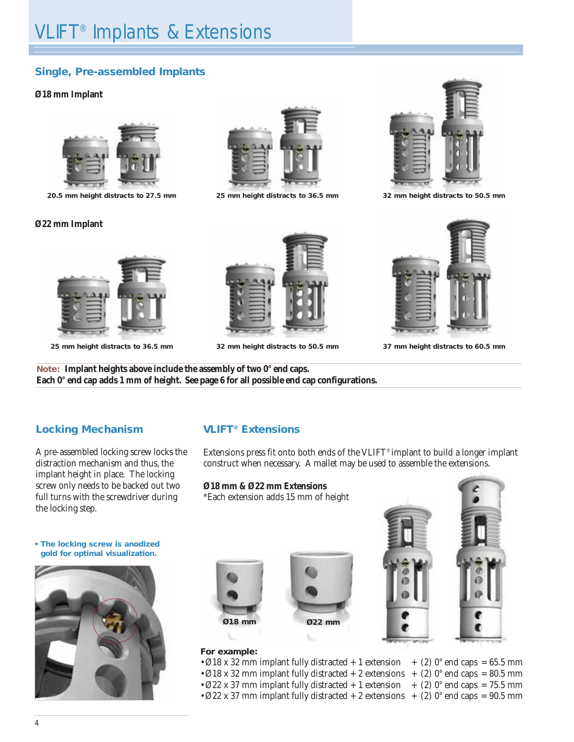# VLIFT® Implants & Extensions

## Single, Pre-assembled Implants

**Ø18 mm Implant**

20.5 mm height distracts to 27.5 mm

25 mm height distracts to 36.5 mm

32 mm height distracts to 50.5 mm

**Ø22 mm Implant**

25 mm height distracts to 36.5 mm

32 mm height distracts to 50.5 mm

37 mm height distracts to 60.5 mm

**Note: Implant heights above include the assembly of two 0° end caps.**
**Each 0° end cap adds 1 mm of height. See page 6 for all possible end cap configurations.**

## Locking Mechanism

A pre-assembled locking screw locks the distraction mechanism and thus, the implant height in place. The locking screw only needs to be backed out two full turns with the screwdriver during the locking step.

- **The locking screw is anodized gold for optimal visualization.**

## VLIFT® Extensions

Extensions press fit onto both ends of the VLIFT® implant to build a longer implant construct when necessary. A mallet may be used to assemble the extensions.

**Ø18 mm & Ø22 mm Extensions**
*Each extension adds 15 mm of height

**Ø18 mm** **Ø22 mm**

**For example:**

- Ø18 x 32 mm implant fully distracted + 1 extension + (2) 0° end caps = 65.5 mm
- Ø18 x 32 mm implant fully distracted + 2 extensions + (2) 0° end caps = 80.5 mm
- Ø22 x 37 mm implant fully distracted + 1 extension + (2) 0° end caps = 75.5 mm
- Ø22 x 37 mm implant fully distracted + 2 extensions + (2) 0° end caps = 90.5 mm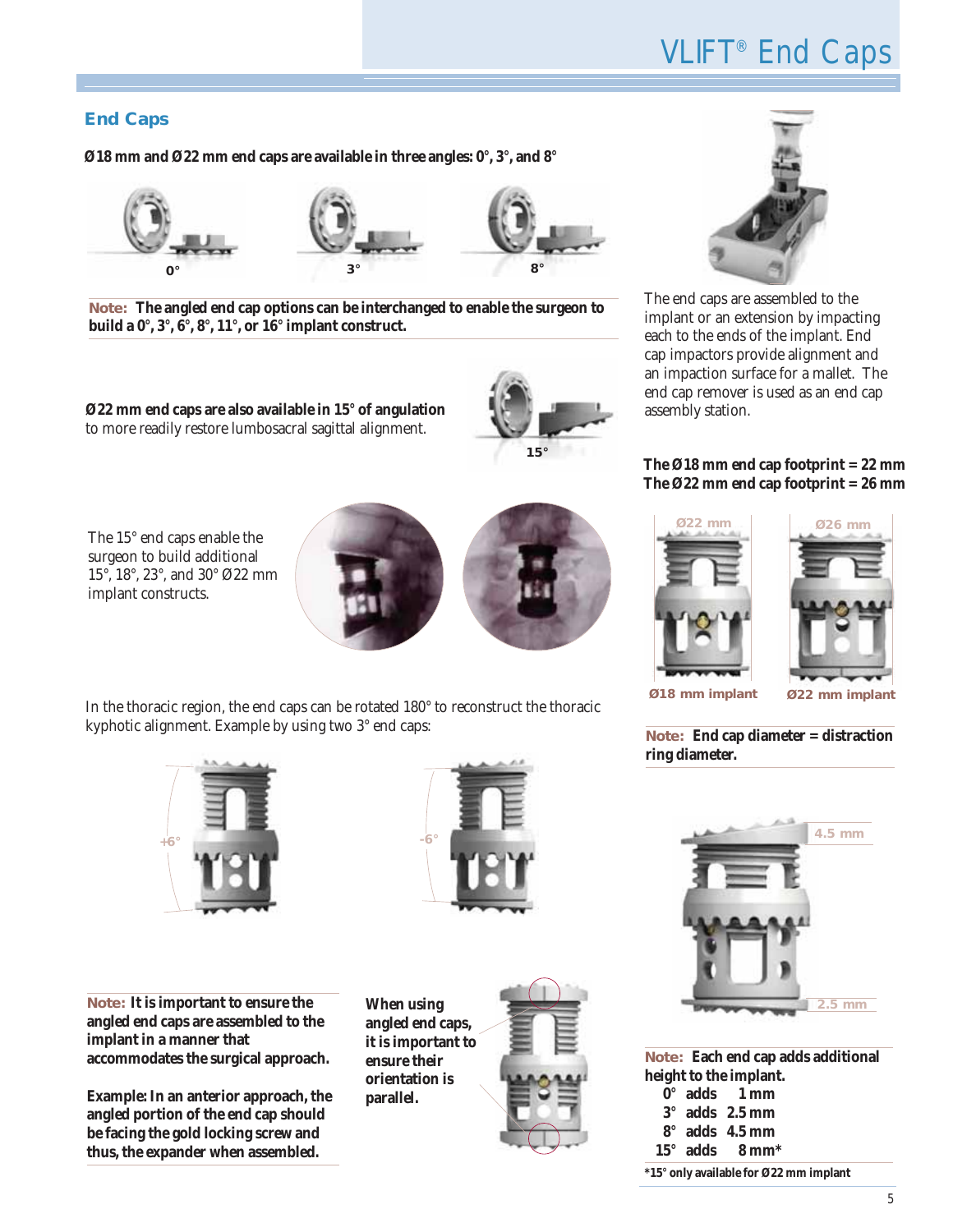# VLIFT® End Caps

## End Caps

**Ø18 mm and Ø22 mm end caps are available in three angles: 0°, 3°, and 8°**

0° 3° 8°

**Note: The angled end cap options can be interchanged to enable the surgeon to build a 0°, 3°, 6°, 8°, 11°, or 16° implant construct.**

**Ø22 mm end caps are also available in 15° of angulation** to more readily restore lumbosacral sagittal alignment.

15°

The 15° end caps enable the surgeon to build additional 15°, 18°, 23°, and 30° Ø22 mm implant constructs.

In the thoracic region, the end caps can be rotated 180° to reconstruct the thoracic kyphotic alignment. Example by using two 3° end caps:

+6° -6°

**Note: It is important to ensure the angled end caps are assembled to the implant in a manner that accommodates the surgical approach.**

**Example: In an anterior approach, the angled portion of the end cap should be facing the gold locking screw and thus, the expander when assembled.**

**When using angled end caps, it is important to ensure their orientation is parallel.**

The end caps are assembled to the implant or an extension by impacting each to the ends of the implant. End cap impactors provide alignment and an impaction surface for a mallet. The end cap remover is used as an end cap assembly station.

**The Ø18 mm end cap footprint = 22 mm**
**The Ø22 mm end cap footprint = 26 mm**

Ø22 mm Ø26 mm

Ø18 mm implant Ø22 mm implant

**Note: End cap diameter = distraction ring diameter.**

4.5 mm

2.5 mm

**Note: Each end cap adds additional height to the implant.**

- **0° adds 1 mm**
- **3° adds 2.5 mm**
- **8° adds 4.5 mm**
- **15° adds 8 mm***

***15° only available for Ø22 mm implant**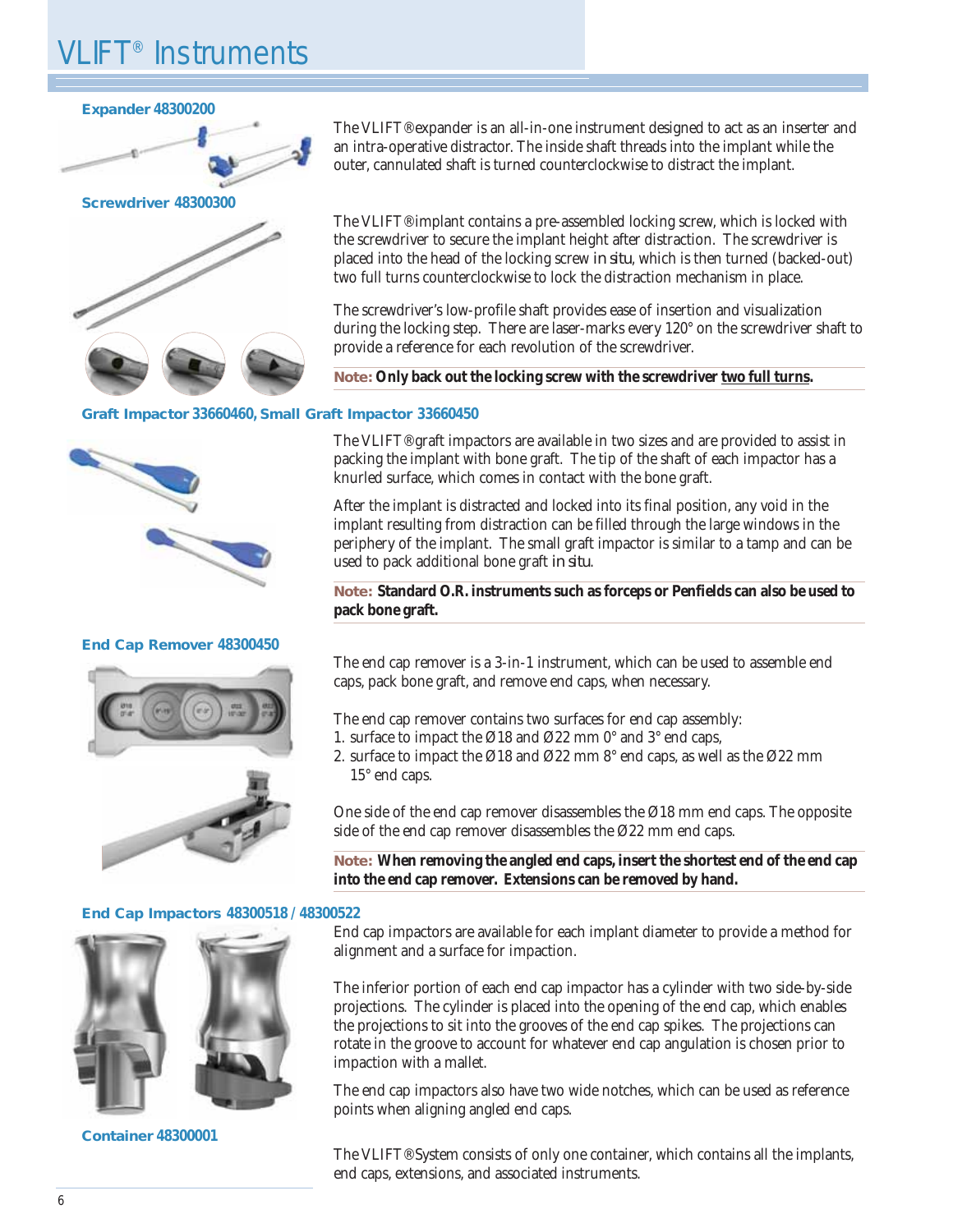# VLIFT® Instruments

### Expander 48300200

The VLIFT® expander is an all-in-one instrument designed to act as an inserter and an intra-operative distractor. The inside shaft threads into the implant while the outer, cannulated shaft is turned counterclockwise to distract the implant.

### Screwdriver 48300300

The VLIFT® implant contains a pre-assembled locking screw, which is locked with the screwdriver to secure the implant height after distraction. The screwdriver is placed into the head of the locking screw *in situ*, which is then turned (backed-out) two full turns counterclockwise to lock the distraction mechanism in place.

The screwdriver's low-profile shaft provides ease of insertion and visualization during the locking step. There are laser-marks every 120° on the screwdriver shaft to provide a reference for each revolution of the screwdriver.

**Note: Only back out the locking screw with the screwdriver <u>two full turns</u>.**

### Graft Impactor 33660460, Small Graft Impactor 33660450

The VLIFT® graft impactors are available in two sizes and are provided to assist in packing the implant with bone graft. The tip of the shaft of each impactor has a knurled surface, which comes in contact with the bone graft.

After the implant is distracted and locked into its final position, any void in the implant resulting from distraction can be filled through the large windows in the periphery of the implant. The small graft impactor is similar to a tamp and can be used to pack additional bone graft *in situ*.

**Note: Standard O.R. instruments such as forceps or Penfields can also be used to pack bone graft.**

### End Cap Remover 48300450

The end cap remover is a 3-in-1 instrument, which can be used to assemble end caps, pack bone graft, and remove end caps, when necessary.

The end cap remover contains two surfaces for end cap assembly:

1. surface to impact the Ø18 and Ø22 mm 0° and 3° end caps,
2. surface to impact the Ø18 and Ø22 mm 8° end caps, as well as the Ø22 mm 15° end caps.

One side of the end cap remover disassembles the Ø18 mm end caps. The opposite side of the end cap remover disassembles the Ø22 mm end caps.

**Note: When removing the angled end caps, insert the shortest end of the end cap into the end cap remover. Extensions can be removed by hand.**

### End Cap Impactors 48300518 / 48300522

End cap impactors are available for each implant diameter to provide a method for alignment and a surface for impaction.

The inferior portion of each end cap impactor has a cylinder with two side-by-side projections. The cylinder is placed into the opening of the end cap, which enables the projections to sit into the grooves of the end cap spikes. The projections can rotate in the groove to account for whatever end cap angulation is chosen prior to impaction with a mallet.

The end cap impactors also have two wide notches, which can be used as reference points when aligning angled end caps.

### Container 48300001

The VLIFT® System consists of only one container, which contains all the implants, end caps, extensions, and associated instruments.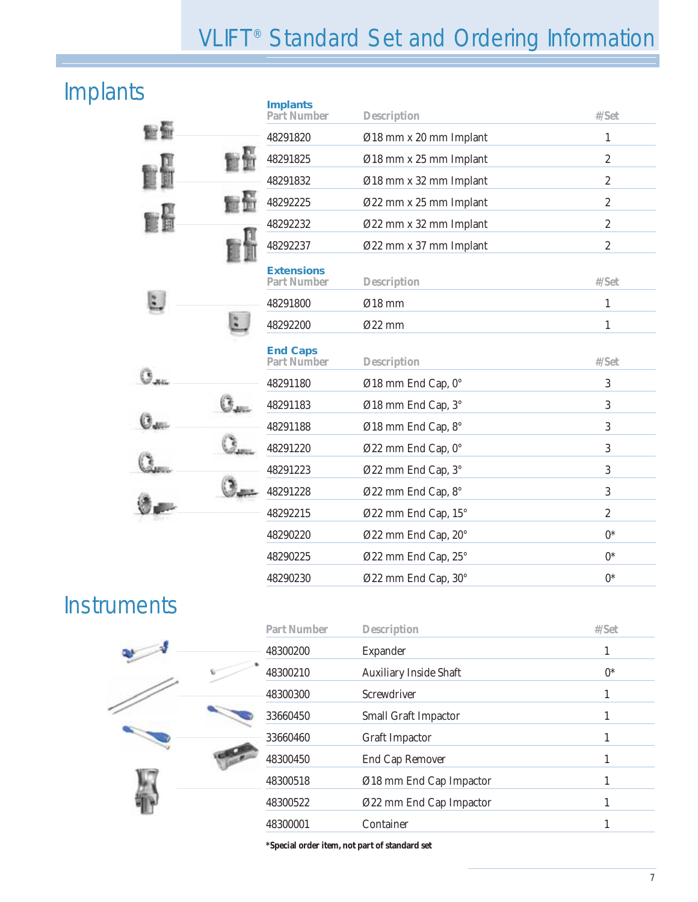# VLIFT® Standard Set and Ordering Information

## Implants

**Implants**

| Part Number | Description | #/Set |
|---|---|---|
| 48291820 | Ø18 mm x 20 mm Implant | 1 |
| 48291825 | Ø18 mm x 25 mm Implant | 2 |
| 48291832 | Ø18 mm x 32 mm Implant | 2 |
| 48292225 | Ø22 mm x 25 mm Implant | 2 |
| 48292232 | Ø22 mm x 32 mm Implant | 2 |
| 48292237 | Ø22 mm x 37 mm Implant | 2 |

**Extensions**

| Part Number | Description | #/Set |
|---|---|---|
| 48291800 | Ø18 mm | 1 |
| 48292200 | Ø22 mm | 1 |

**End Caps**

| Part Number | Description | #/Set |
|---|---|---|
| 48291180 | Ø18 mm End Cap, 0° | 3 |
| 48291183 | Ø18 mm End Cap, 3° | 3 |
| 48291188 | Ø18 mm End Cap, 8° | 3 |
| 48291220 | Ø22 mm End Cap, 0° | 3 |
| 48291223 | Ø22 mm End Cap, 3° | 3 |
| 48291228 | Ø22 mm End Cap, 8° | 3 |
| 48292215 | Ø22 mm End Cap, 15° | 2 |
| 48290220 | Ø22 mm End Cap, 20° | 0* |
| 48290225 | Ø22 mm End Cap, 25° | 0* |
| 48290230 | Ø22 mm End Cap, 30° | 0* |

## Instruments

| Part Number | Description | #/Set |
|---|---|---|
| 48300200 | Expander | 1 |
| 48300210 | Auxiliary Inside Shaft | 0* |
| 48300300 | Screwdriver | 1 |
| 33660450 | Small Graft Impactor | 1 |
| 33660460 | Graft Impactor | 1 |
| 48300450 | End Cap Remover | 1 |
| 48300518 | Ø18 mm End Cap Impactor | 1 |
| 48300522 | Ø22 mm End Cap Impactor | 1 |
| 48300001 | Container | 1 |

***Special order item, not part of standard set**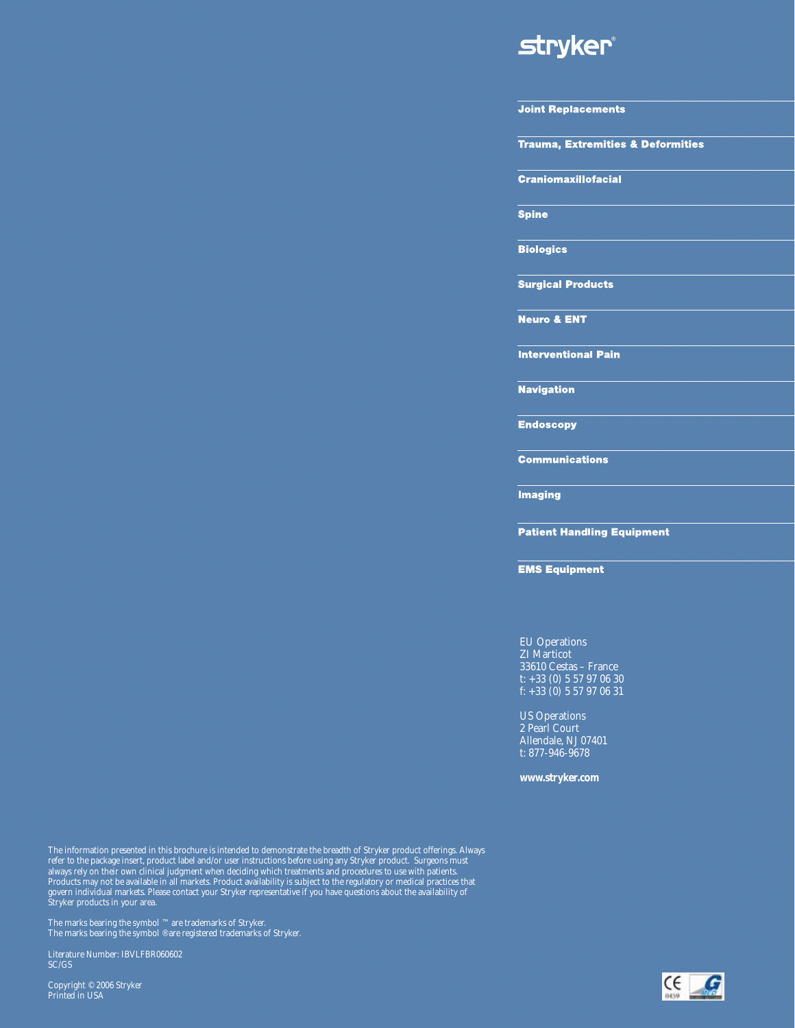stryker®

**Joint Replacements**

**Trauma, Extremities & Deformities**

**Craniomaxillofacial**

**Spine**

**Biologics**

**Surgical Products**

**Neuro & ENT**

**Interventional Pain**

**Navigation**

**Endoscopy**

**Communications**

**Imaging**

**Patient Handling Equipment**

**EMS Equipment**

EU Operations
ZI Marticot
33610 Cestas – France
t: +33 (0) 5 57 97 06 30
f: +33 (0) 5 57 97 06 31

US Operations
2 Pearl Court
Allendale, NJ 07401
t: 877-946-9678

**www.stryker.com**

The information presented in this brochure is intended to demonstrate the breadth of Stryker product offerings. Always refer to the package insert, product label and/or user instructions before using any Stryker product. Surgeons must always rely on their own clinical judgment when deciding which treatments and procedures to use with patients. Products may not be available in all markets. Product availability is subject to the regulatory or medical practices that govern individual markets. Please contact your Stryker representative if you have questions about the availability of Stryker products in your area.

The marks bearing the symbol ™ are trademarks of Stryker.
The marks bearing the symbol ® are registered trademarks of Stryker.

Literature Number: IBVLFBR060602
SC/GS

Copyright © 2006 Stryker
Printed in USA

CE 0459